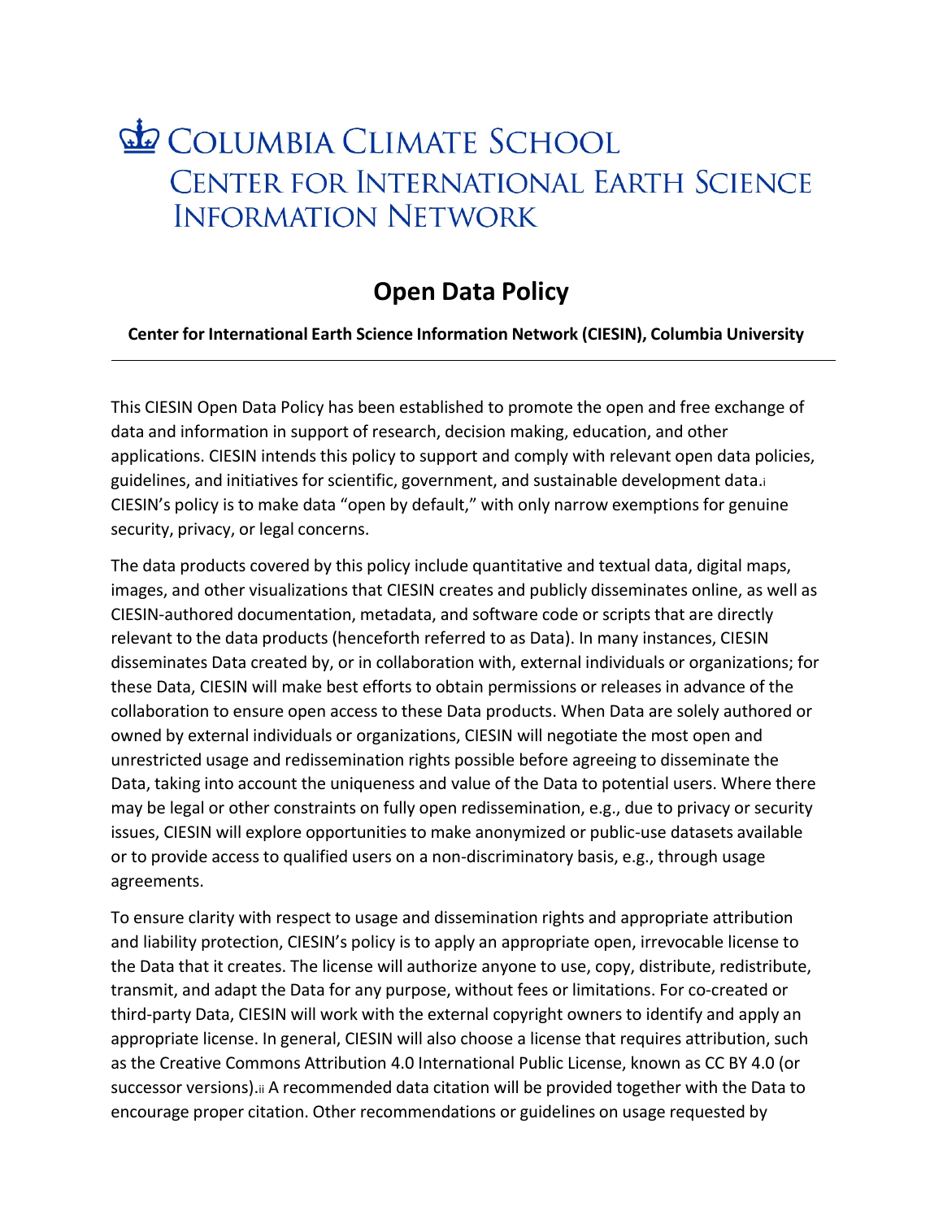# Columbia Climate School
## Center for International Earth Science Information Network

# Open Data Policy

**Center for International Earth Science Information Network (CIESIN), Columbia University**

---

This CIESIN Open Data Policy has been established to promote the open and free exchange of data and information in support of research, decision making, education, and other applications. CIESIN intends this policy to support and comply with relevant open data policies, guidelines, and initiatives for scientific, government, and sustainable development data.[i] CIESIN's policy is to make data "open by default," with only narrow exemptions for genuine security, privacy, or legal concerns.

The data products covered by this policy include quantitative and textual data, digital maps, images, and other visualizations that CIESIN creates and publicly disseminates online, as well as CIESIN-authored documentation, metadata, and software code or scripts that are directly relevant to the data products (henceforth referred to as Data). In many instances, CIESIN disseminates Data created by, or in collaboration with, external individuals or organizations; for these Data, CIESIN will make best efforts to obtain permissions or releases in advance of the collaboration to ensure open access to these Data products. When Data are solely authored or owned by external individuals or organizations, CIESIN will negotiate the most open and unrestricted usage and redissemination rights possible before agreeing to disseminate the Data, taking into account the uniqueness and value of the Data to potential users. Where there may be legal or other constraints on fully open redissemination, e.g., due to privacy or security issues, CIESIN will explore opportunities to make anonymized or public-use datasets available or to provide access to qualified users on a non-discriminatory basis, e.g., through usage agreements.

To ensure clarity with respect to usage and dissemination rights and appropriate attribution and liability protection, CIESIN's policy is to apply an appropriate open, irrevocable license to the Data that it creates. The license will authorize anyone to use, copy, distribute, redistribute, transmit, and adapt the Data for any purpose, without fees or limitations. For co-created or third-party Data, CIESIN will work with the external copyright owners to identify and apply an appropriate license. In general, CIESIN will also choose a license that requires attribution, such as the Creative Commons Attribution 4.0 International Public License, known as CC BY 4.0 (or successor versions).[ii] A recommended data citation will be provided together with the Data to encourage proper citation. Other recommendations or guidelines on usage requested by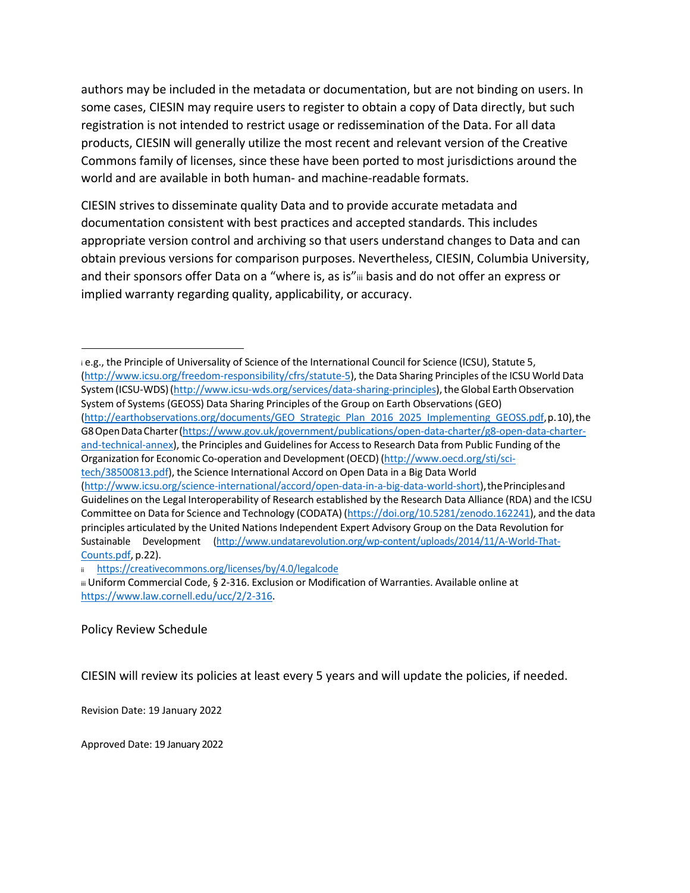authors may be included in the metadata or documentation, but are not binding on users. In some cases, CIESIN may require users to register to obtain a copy of Data directly, but such registration is not intended to restrict usage or redissemination of the Data. For all data products, CIESIN will generally utilize the most recent and relevant version of the Creative Commons family of licenses, since these have been ported to most jurisdictions around the world and are available in both human- and machine-readable formats.

CIESIN strives to disseminate quality Data and to provide accurate metadata and documentation consistent with best practices and accepted standards. This includes appropriate version control and archiving so that users understand changes to Data and can obtain previous versions for comparison purposes. Nevertheless, CIESIN, Columbia University, and their sponsors offer Data on a "where is, as is"[iii] basis and do not offer an express or implied warranty regarding quality, applicability, or accuracy.

---

[i] e.g., the Principle of Universality of Science of the International Council for Science (ICSU), Statute 5, (http://www.icsu.org/freedom-responsibility/cfrs/statute-5), the Data Sharing Principles of the ICSU World Data System (ICSU-WDS) (http://www.icsu-wds.org/services/data-sharing-principles), the Global Earth Observation System of Systems (GEOSS) Data Sharing Principles of the Group on Earth Observations (GEO) (http://earthobservations.org/documents/GEO_Strategic_Plan_2016_2025_Implementing_GEOSS.pdf, p. 10), the G8 Open Data Charter (https://www.gov.uk/government/publications/open-data-charter/g8-open-data-charter-and-technical-annex), the Principles and Guidelines for Access to Research Data from Public Funding of the Organization for Economic Co-operation and Development (OECD) (http://www.oecd.org/sti/sci-tech/38500813.pdf), the Science International Accord on Open Data in a Big Data World (http://www.icsu.org/science-international/accord/open-data-in-a-big-data-world-short), the Principles and Guidelines on the Legal Interoperability of Research established by the Research Data Alliance (RDA) and the ICSU Committee on Data for Science and Technology (CODATA) (https://doi.org/10.5281/zenodo.162241), and the data principles articulated by the United Nations Independent Expert Advisory Group on the Data Revolution for Sustainable Development (http://www.undatarevolution.org/wp-content/uploads/2014/11/A-World-That-Counts.pdf, p.22).

[ii] https://creativecommons.org/licenses/by/4.0/legalcode

[iii] Uniform Commercial Code, § 2-316. Exclusion or Modification of Warranties. Available online at https://www.law.cornell.edu/ucc/2/2-316.

## Policy Review Schedule

CIESIN will review its policies at least every 5 years and will update the policies, if needed.

Revision Date: 19 January 2022

Approved Date: 19 January 2022